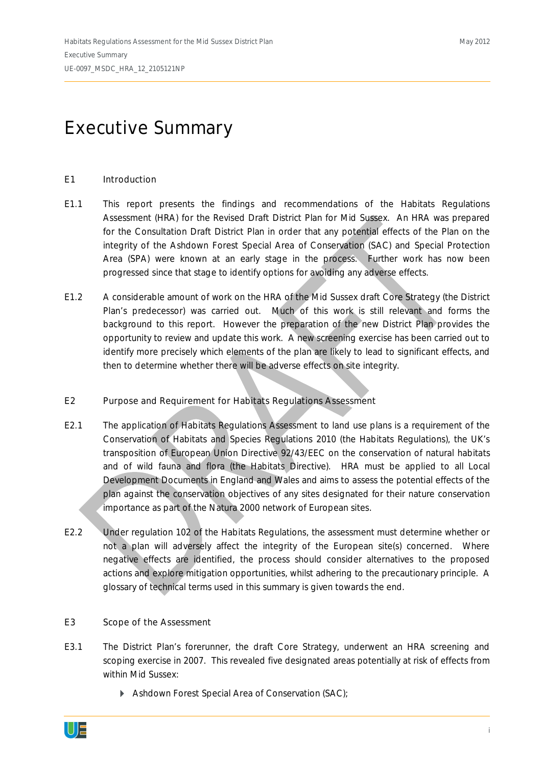# Executive Summary

## E1 Introduction

E1.1 This report presents the findings and recommendations of the Habitats Regulations Assessment (HRA) for the Revised Draft District Plan for Mid Sussex. An HRA was prepared for the Consultation Draft District Plan in order that any potential effects of the Plan on the integrity of the Ashdown Forest Special Area of Conservation (SAC) and Special Protection Area (SPA) were known at an early stage in the process. Further work has now been progressed since that stage to identify options for avoiding any adverse effects.

E1.2 A considerable amount of work on the HRA of the Mid Sussex draft Core Strategy (the District Plan's predecessor) was carried out. Much of this work is still relevant and forms the background to this report. However the preparation of the new District Plan provides the opportunity to review and update this work. A new screening exercise has been carried out to identify more precisely which elements of the plan are likely to lead to significant effects, and then to determine whether there will be adverse effects on site integrity.

## E2 Purpose and Requirement for Habitats Regulations Assessment

E2.1 The application of Habitats Regulations Assessment to land use plans is a requirement of the Conservation of Habitats and Species Regulations 2010 (the Habitats Regulations), the UK's transposition of European Union Directive 92/43/EEC on the conservation of natural habitats and of wild fauna and flora (the Habitats Directive). HRA must be applied to all Local Development Documents in England and Wales and aims to assess the potential effects of the plan against the conservation objectives of any sites designated for their nature conservation importance as part of the Natura 2000 network of European sites.

E2.2 Under regulation 102 of the Habitats Regulations, the assessment must determine whether or not a plan will adversely affect the integrity of the European site(s) concerned. Where negative effects are identified, the process should consider alternatives to the proposed actions and explore mitigation opportunities, whilst adhering to the precautionary principle. A glossary of technical terms used in this summary is given towards the end.

## E3 Scope of the Assessment

E3.1 The District Plan's forerunner, the draft Core Strategy, underwent an HRA screening and scoping exercise in 2007. This revealed five designated areas potentially at risk of effects from within Mid Sussex:

- Ashdown Forest Special Area of Conservation (SAC);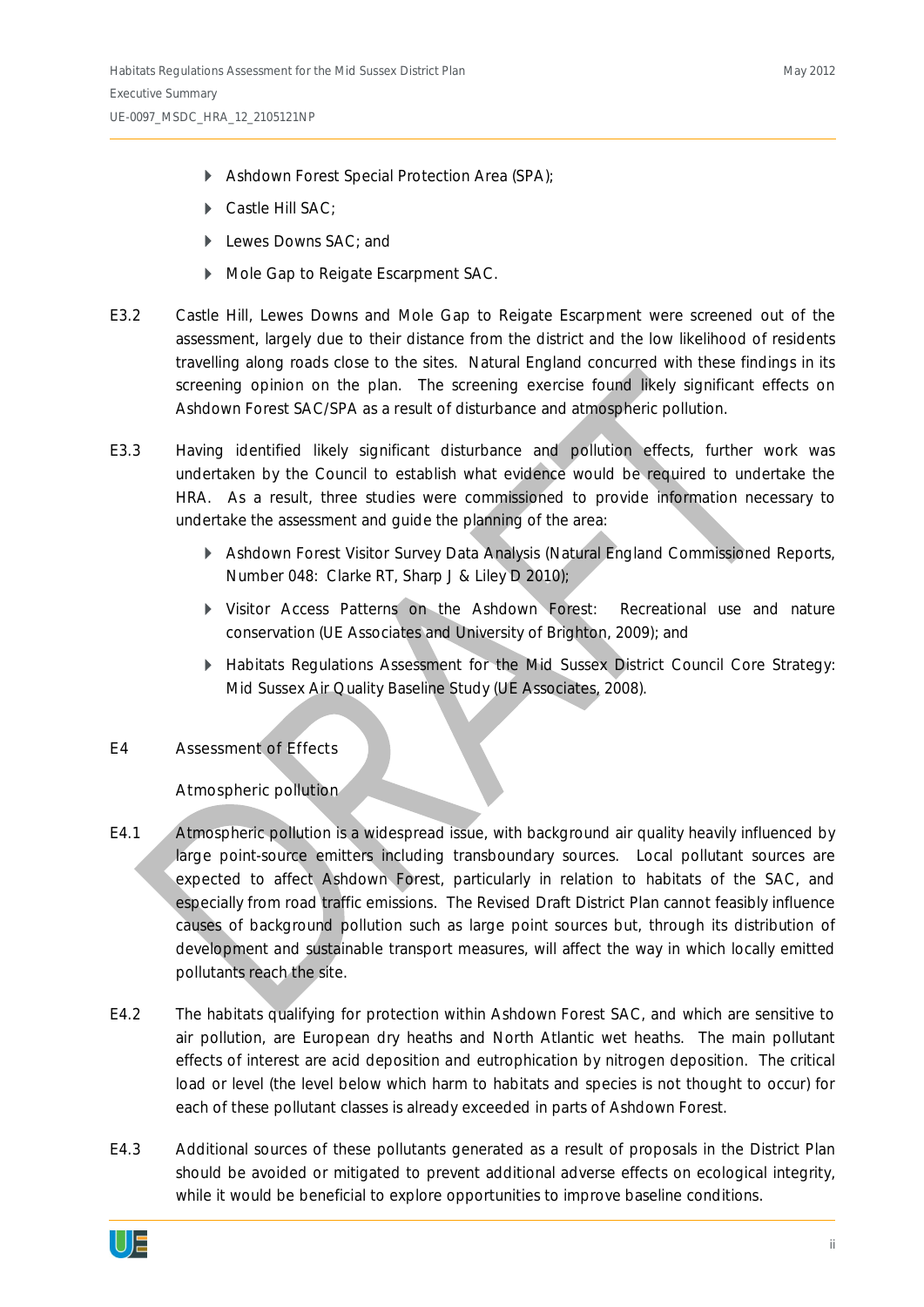- Ashdown Forest Special Protection Area (SPA);
- Castle Hill SAC;
- Lewes Downs SAC; and
- Mole Gap to Reigate Escarpment SAC.

E3.2 Castle Hill, Lewes Downs and Mole Gap to Reigate Escarpment were screened out of the assessment, largely due to their distance from the district and the low likelihood of residents travelling along roads close to the sites. Natural England concurred with these findings in its screening opinion on the plan. The screening exercise found likely significant effects on Ashdown Forest SAC/SPA as a result of disturbance and atmospheric pollution.

E3.3 Having identified likely significant disturbance and pollution effects, further work was undertaken by the Council to establish what evidence would be required to undertake the HRA. As a result, three studies were commissioned to provide information necessary to undertake the assessment and guide the planning of the area:

- Ashdown Forest Visitor Survey Data Analysis (Natural England Commissioned Reports, Number 048: Clarke RT, Sharp J & Liley D 2010);
- Visitor Access Patterns on the Ashdown Forest: Recreational use and nature conservation (UE Associates and University of Brighton, 2009); and
- Habitats Regulations Assessment for the Mid Sussex District Council Core Strategy: Mid Sussex Air Quality Baseline Study (UE Associates, 2008).

## E4 Assessment of Effects

### Atmospheric pollution

E4.1 Atmospheric pollution is a widespread issue, with background air quality heavily influenced by large point-source emitters including transboundary sources. Local pollutant sources are expected to affect Ashdown Forest, particularly in relation to habitats of the SAC, and especially from road traffic emissions. The Revised Draft District Plan cannot feasibly influence causes of background pollution such as large point sources but, through its distribution of development and sustainable transport measures, will affect the way in which locally emitted pollutants reach the site.

E4.2 The habitats qualifying for protection within Ashdown Forest SAC, and which are sensitive to air pollution, are European dry heaths and North Atlantic wet heaths. The main pollutant effects of interest are acid deposition and eutrophication by nitrogen deposition. The critical load or level (the level below which harm to habitats and species is not thought to occur) for each of these pollutant classes is already exceeded in parts of Ashdown Forest.

E4.3 Additional sources of these pollutants generated as a result of proposals in the District Plan should be avoided or mitigated to prevent additional adverse effects on ecological integrity, while it would be beneficial to explore opportunities to improve baseline conditions.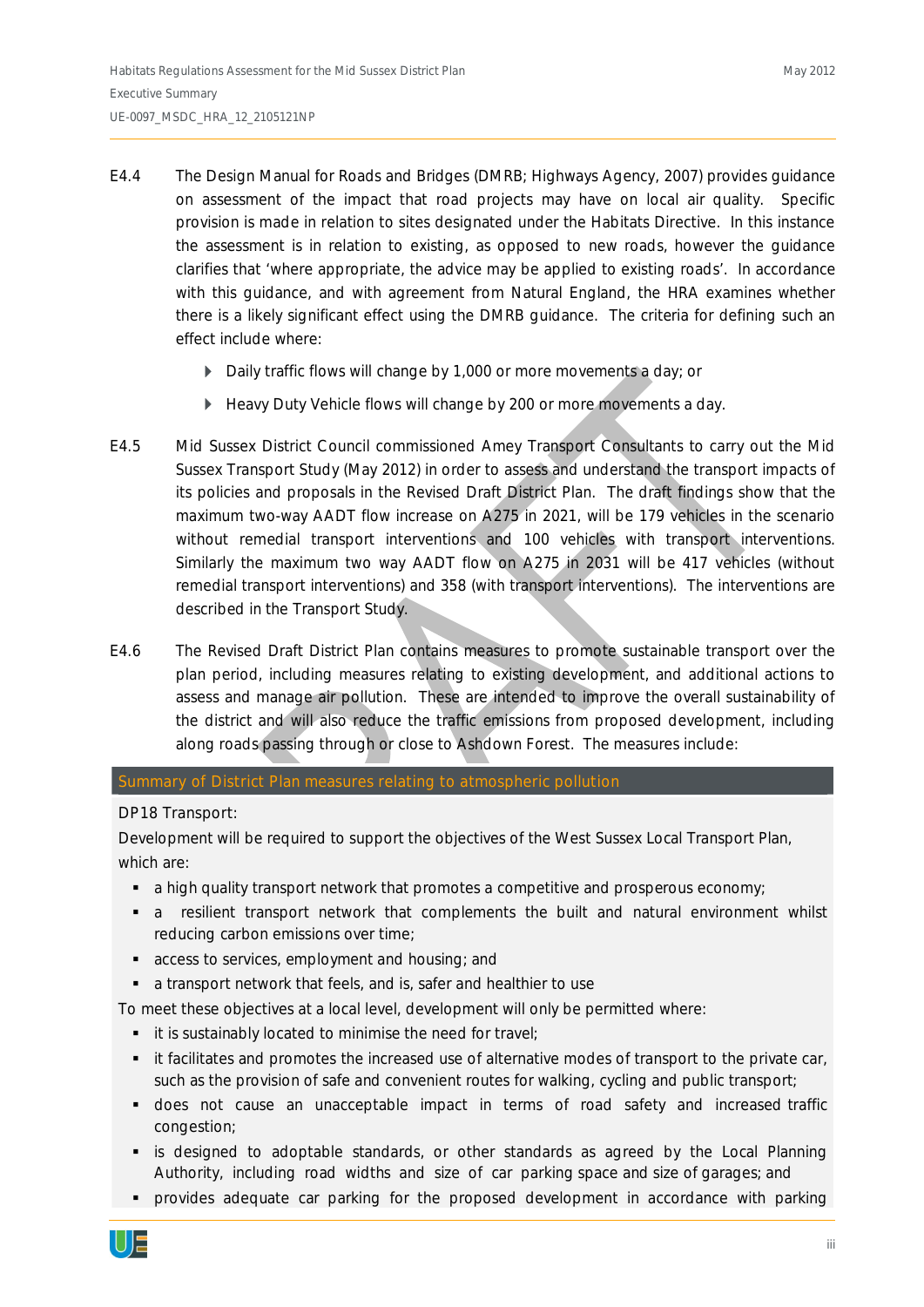E4.4 The Design Manual for Roads and Bridges (DMRB; Highways Agency, 2007) provides guidance on assessment of the impact that road projects may have on local air quality. Specific provision is made in relation to sites designated under the Habitats Directive. In this instance the assessment is in relation to existing, as opposed to new roads, however the guidance clarifies that 'where appropriate, the advice may be applied to existing roads'. In accordance with this guidance, and with agreement from Natural England, the HRA examines whether there is a likely significant effect using the DMRB guidance. The criteria for defining such an effect include where:

- Daily traffic flows will change by 1,000 or more movements a day; or
- Heavy Duty Vehicle flows will change by 200 or more movements a day.

E4.5 Mid Sussex District Council commissioned Amey Transport Consultants to carry out the Mid Sussex Transport Study (May 2012) in order to assess and understand the transport impacts of its policies and proposals in the Revised Draft District Plan. The draft findings show that the maximum two-way AADT flow increase on A275 in 2021, will be 179 vehicles in the scenario without remedial transport interventions and 100 vehicles with transport interventions. Similarly the maximum two way AADT flow on A275 in 2031 will be 417 vehicles (without remedial transport interventions) and 358 (with transport interventions). The interventions are described in the Transport Study.

E4.6 The Revised Draft District Plan contains measures to promote sustainable transport over the plan period, including measures relating to existing development, and additional actions to assess and manage air pollution. These are intended to improve the overall sustainability of the district and will also reduce the traffic emissions from proposed development, including along roads passing through or close to Ashdown Forest. The measures include:

**Summary of District Plan measures relating to atmospheric pollution**

DP18 Transport:

Development will be required to support the objectives of the West Sussex Local Transport Plan, which are:

- a high quality transport network that promotes a competitive and prosperous economy;
- a resilient transport network that complements the built and natural environment whilst reducing carbon emissions over time;
- access to services, employment and housing; and
- a transport network that feels, and is, safer and healthier to use

To meet these objectives at a local level, development will only be permitted where:

- it is sustainably located to minimise the need for travel;
- it facilitates and promotes the increased use of alternative modes of transport to the private car, such as the provision of safe and convenient routes for walking, cycling and public transport;
- does not cause an unacceptable impact in terms of road safety and increased traffic congestion;
- is designed to adoptable standards, or other standards as agreed by the Local Planning Authority, including road widths and size of car parking space and size of garages; and
- provides adequate car parking for the proposed development in accordance with parking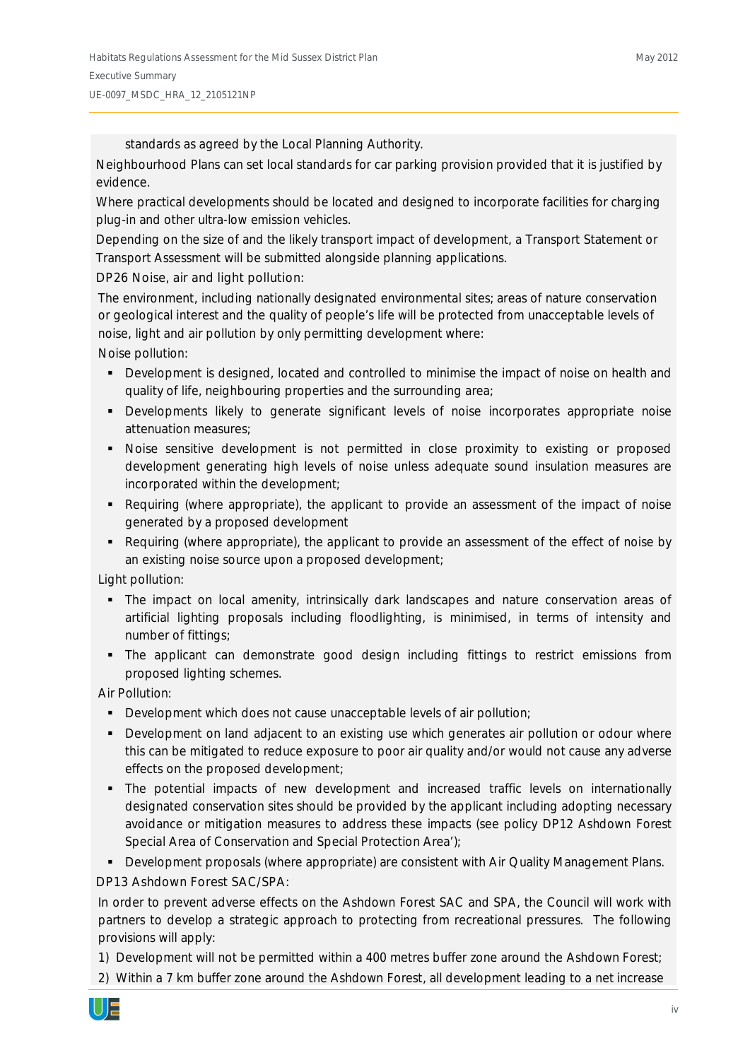standards as agreed by the Local Planning Authority.

Neighbourhood Plans can set local standards for car parking provision provided that it is justified by evidence.

Where practical developments should be located and designed to incorporate facilities for charging plug-in and other ultra-low emission vehicles.

Depending on the size of and the likely transport impact of development, a Transport Statement or Transport Assessment will be submitted alongside planning applications.

DP26 Noise, air and light pollution:

The environment, including nationally designated environmental sites; areas of nature conservation or geological interest and the quality of people's life will be protected from unacceptable levels of noise, light and air pollution by only permitting development where:

Noise pollution:

- Development is designed, located and controlled to minimise the impact of noise on health and quality of life, neighbouring properties and the surrounding area;
- Developments likely to generate significant levels of noise incorporates appropriate noise attenuation measures;
- Noise sensitive development is not permitted in close proximity to existing or proposed development generating high levels of noise unless adequate sound insulation measures are incorporated within the development;
- Requiring (where appropriate), the applicant to provide an assessment of the impact of noise generated by a proposed development
- Requiring (where appropriate), the applicant to provide an assessment of the effect of noise by an existing noise source upon a proposed development;

Light pollution:

- The impact on local amenity, intrinsically dark landscapes and nature conservation areas of artificial lighting proposals including floodlighting, is minimised, in terms of intensity and number of fittings;
- The applicant can demonstrate good design including fittings to restrict emissions from proposed lighting schemes.

Air Pollution:

- Development which does not cause unacceptable levels of air pollution;
- Development on land adjacent to an existing use which generates air pollution or odour where this can be mitigated to reduce exposure to poor air quality and/or would not cause any adverse effects on the proposed development;
- The potential impacts of new development and increased traffic levels on internationally designated conservation sites should be provided by the applicant including adopting necessary avoidance or mitigation measures to address these impacts (see policy DP12 Ashdown Forest Special Area of Conservation and Special Protection Area');
- Development proposals (where appropriate) are consistent with Air Quality Management Plans.

DP13 Ashdown Forest SAC/SPA:

In order to prevent adverse effects on the Ashdown Forest SAC and SPA, the Council will work with partners to develop a strategic approach to protecting from recreational pressures. The following provisions will apply:

1) Development will not be permitted within a 400 metres buffer zone around the Ashdown Forest;

2) Within a 7 km buffer zone around the Ashdown Forest, all development leading to a net increase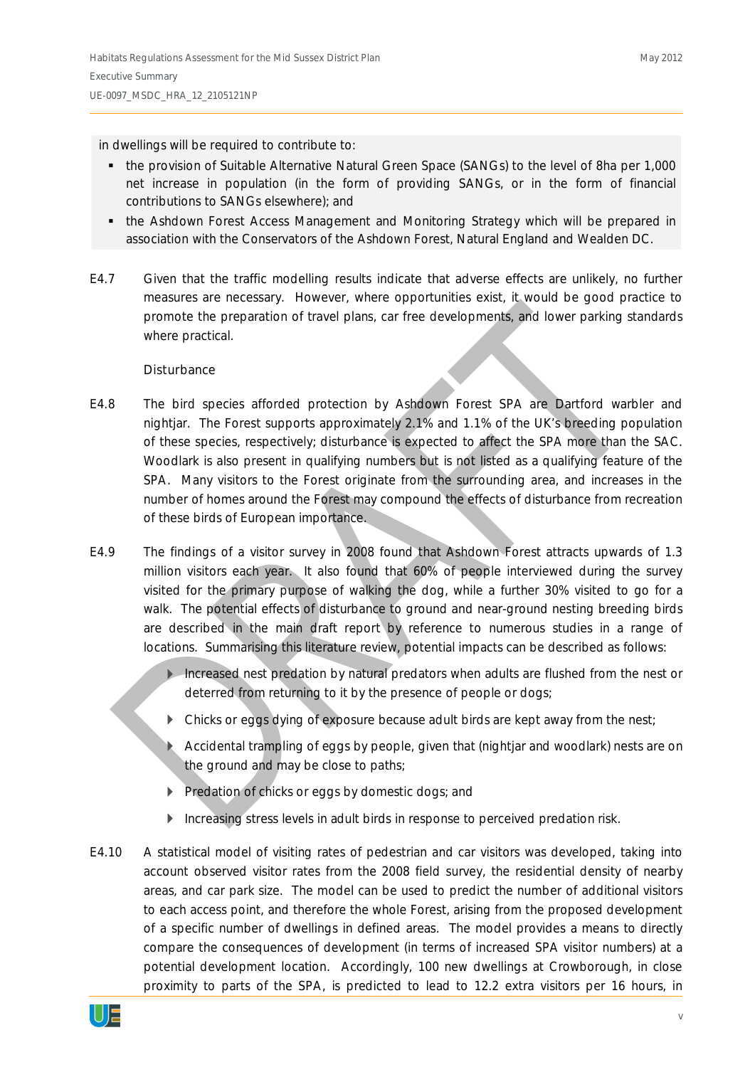in dwellings will be required to contribute to:

- the provision of Suitable Alternative Natural Green Space (SANGs) to the level of 8ha per 1,000 net increase in population (in the form of providing SANGs, or in the form of financial contributions to SANGs elsewhere); and
- the Ashdown Forest Access Management and Monitoring Strategy which will be prepared in association with the Conservators of the Ashdown Forest, Natural England and Wealden DC.

E4.7 Given that the traffic modelling results indicate that adverse effects are unlikely, no further measures are necessary. However, where opportunities exist, it would be good practice to promote the preparation of travel plans, car free developments, and lower parking standards where practical.

Disturbance

E4.8 The bird species afforded protection by Ashdown Forest SPA are Dartford warbler and nightjar. The Forest supports approximately 2.1% and 1.1% of the UK's breeding population of these species, respectively; disturbance is expected to affect the SPA more than the SAC. Woodlark is also present in qualifying numbers but is not listed as a qualifying feature of the SPA. Many visitors to the Forest originate from the surrounding area, and increases in the number of homes around the Forest may compound the effects of disturbance from recreation of these birds of European importance.

E4.9 The findings of a visitor survey in 2008 found that Ashdown Forest attracts upwards of 1.3 million visitors each year. It also found that 60% of people interviewed during the survey visited for the primary purpose of walking the dog, while a further 30% visited to go for a walk. The potential effects of disturbance to ground and near-ground nesting breeding birds are described in the main draft report by reference to numerous studies in a range of locations. Summarising this literature review, potential impacts can be described as follows:

- Increased nest predation by natural predators when adults are flushed from the nest or deterred from returning to it by the presence of people or dogs;
- Chicks or eggs dying of exposure because adult birds are kept away from the nest;
- Accidental trampling of eggs by people, given that (nightjar and woodlark) nests are on the ground and may be close to paths;
- Predation of chicks or eggs by domestic dogs; and
- Increasing stress levels in adult birds in response to perceived predation risk.

E4.10 A statistical model of visiting rates of pedestrian and car visitors was developed, taking into account observed visitor rates from the 2008 field survey, the residential density of nearby areas, and car park size. The model can be used to predict the number of additional visitors to each access point, and therefore the whole Forest, arising from the proposed development of a specific number of dwellings in defined areas. The model provides a means to directly compare the consequences of development (in terms of increased SPA visitor numbers) at a potential development location. Accordingly, 100 new dwellings at Crowborough, in close proximity to parts of the SPA, is predicted to lead to 12.2 extra visitors per 16 hours, in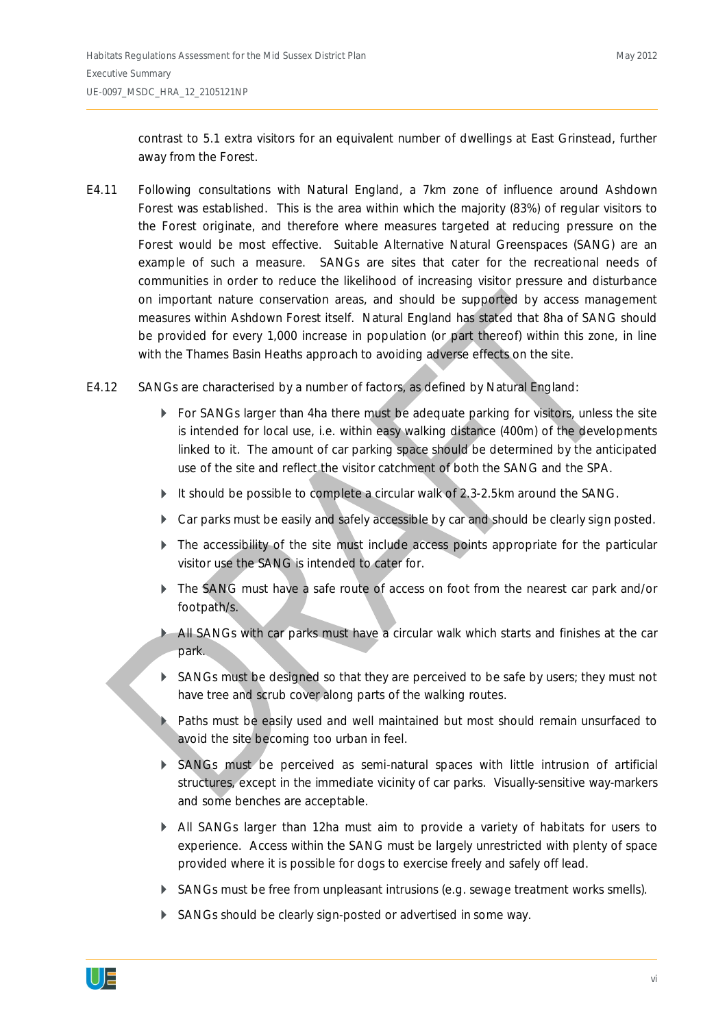contrast to 5.1 extra visitors for an equivalent number of dwellings at East Grinstead, further away from the Forest.

E4.11 Following consultations with Natural England, a 7km zone of influence around Ashdown Forest was established. This is the area within which the majority (83%) of regular visitors to the Forest originate, and therefore where measures targeted at reducing pressure on the Forest would be most effective. Suitable Alternative Natural Greenspaces (SANG) are an example of such a measure. SANGs are sites that cater for the recreational needs of communities in order to reduce the likelihood of increasing visitor pressure and disturbance on important nature conservation areas, and should be supported by access management measures within Ashdown Forest itself. Natural England has stated that 8ha of SANG should be provided for every 1,000 increase in population (or part thereof) within this zone, in line with the Thames Basin Heaths approach to avoiding adverse effects on the site.

E4.12 SANGs are characterised by a number of factors, as defined by Natural England:

- For SANGs larger than 4ha there must be adequate parking for visitors, unless the site is intended for local use, i.e. within easy walking distance (400m) of the developments linked to it. The amount of car parking space should be determined by the anticipated use of the site and reflect the visitor catchment of both the SANG and the SPA.
- It should be possible to complete a circular walk of 2.3-2.5km around the SANG.
- Car parks must be easily and safely accessible by car and should be clearly sign posted.
- The accessibility of the site must include access points appropriate for the particular visitor use the SANG is intended to cater for.
- The SANG must have a safe route of access on foot from the nearest car park and/or footpath/s.
- All SANGs with car parks must have a circular walk which starts and finishes at the car park.
- SANGs must be designed so that they are perceived to be safe by users; they must not have tree and scrub cover along parts of the walking routes.
- Paths must be easily used and well maintained but most should remain unsurfaced to avoid the site becoming too urban in feel.
- SANGs must be perceived as semi-natural spaces with little intrusion of artificial structures, except in the immediate vicinity of car parks. Visually-sensitive way-markers and some benches are acceptable.
- All SANGs larger than 12ha must aim to provide a variety of habitats for users to experience. Access within the SANG must be largely unrestricted with plenty of space provided where it is possible for dogs to exercise freely and safely off lead.
- SANGs must be free from unpleasant intrusions (e.g. sewage treatment works smells).
- SANGs should be clearly sign-posted or advertised in some way.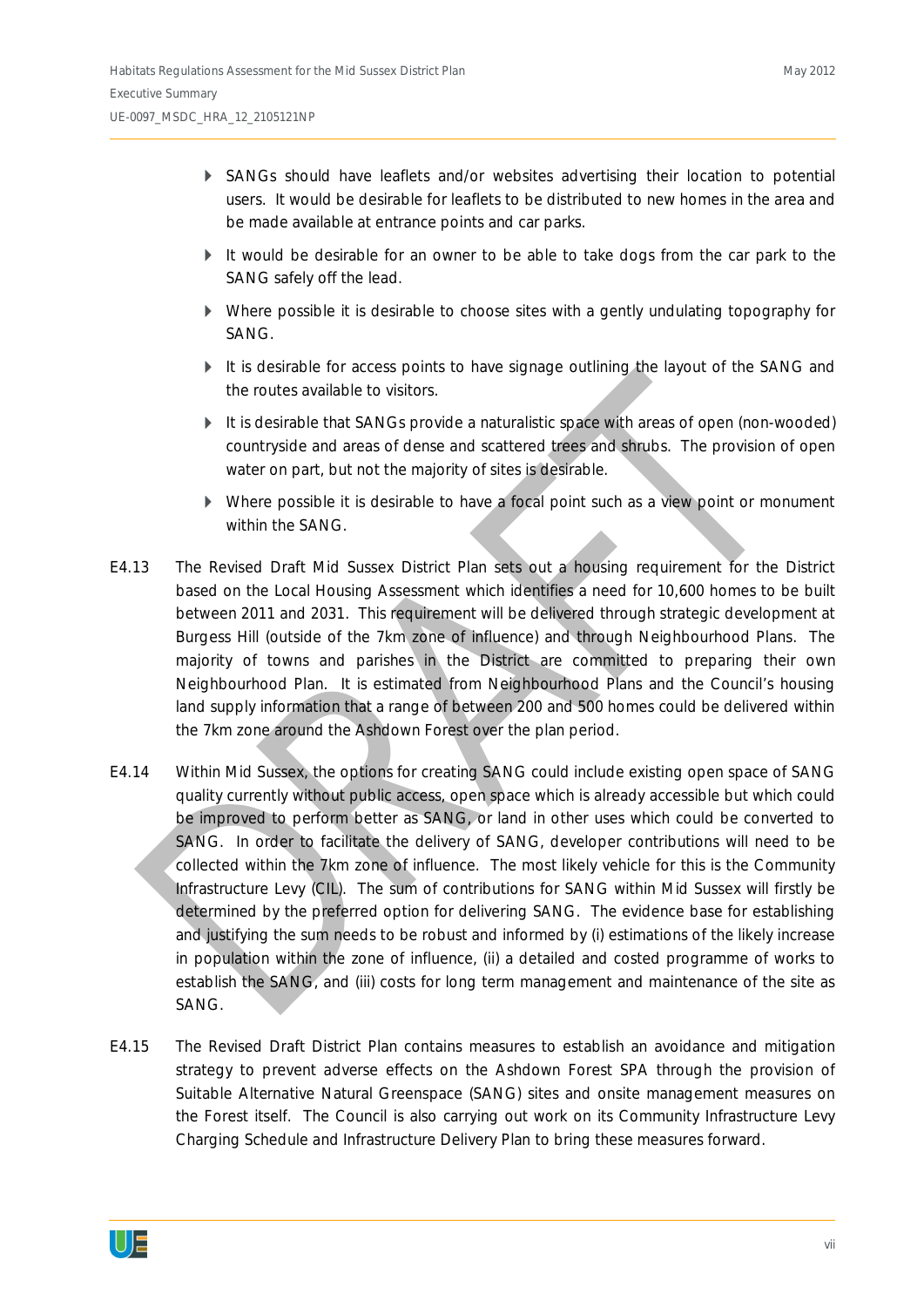- SANGs should have leaflets and/or websites advertising their location to potential users. It would be desirable for leaflets to be distributed to new homes in the area and be made available at entrance points and car parks.
- It would be desirable for an owner to be able to take dogs from the car park to the SANG safely off the lead.
- Where possible it is desirable to choose sites with a gently undulating topography for SANG.
- It is desirable for access points to have signage outlining the layout of the SANG and the routes available to visitors.
- It is desirable that SANGs provide a naturalistic space with areas of open (non-wooded) countryside and areas of dense and scattered trees and shrubs. The provision of open water on part, but not the majority of sites is desirable.
- Where possible it is desirable to have a focal point such as a view point or monument within the SANG.

E4.13 The Revised Draft Mid Sussex District Plan sets out a housing requirement for the District based on the Local Housing Assessment which identifies a need for 10,600 homes to be built between 2011 and 2031. This requirement will be delivered through strategic development at Burgess Hill (outside of the 7km zone of influence) and through Neighbourhood Plans. The majority of towns and parishes in the District are committed to preparing their own Neighbourhood Plan. It is estimated from Neighbourhood Plans and the Council's housing land supply information that a range of between 200 and 500 homes could be delivered within the 7km zone around the Ashdown Forest over the plan period.

E4.14 Within Mid Sussex, the options for creating SANG could include existing open space of SANG quality currently without public access, open space which is already accessible but which could be improved to perform better as SANG, or land in other uses which could be converted to SANG. In order to facilitate the delivery of SANG, developer contributions will need to be collected within the 7km zone of influence. The most likely vehicle for this is the Community Infrastructure Levy (CIL). The sum of contributions for SANG within Mid Sussex will firstly be determined by the preferred option for delivering SANG. The evidence base for establishing and justifying the sum needs to be robust and informed by (i) estimations of the likely increase in population within the zone of influence, (ii) a detailed and costed programme of works to establish the SANG, and (iii) costs for long term management and maintenance of the site as SANG.

E4.15 The Revised Draft District Plan contains measures to establish an avoidance and mitigation strategy to prevent adverse effects on the Ashdown Forest SPA through the provision of Suitable Alternative Natural Greenspace (SANG) sites and onsite management measures on the Forest itself. The Council is also carrying out work on its Community Infrastructure Levy Charging Schedule and Infrastructure Delivery Plan to bring these measures forward.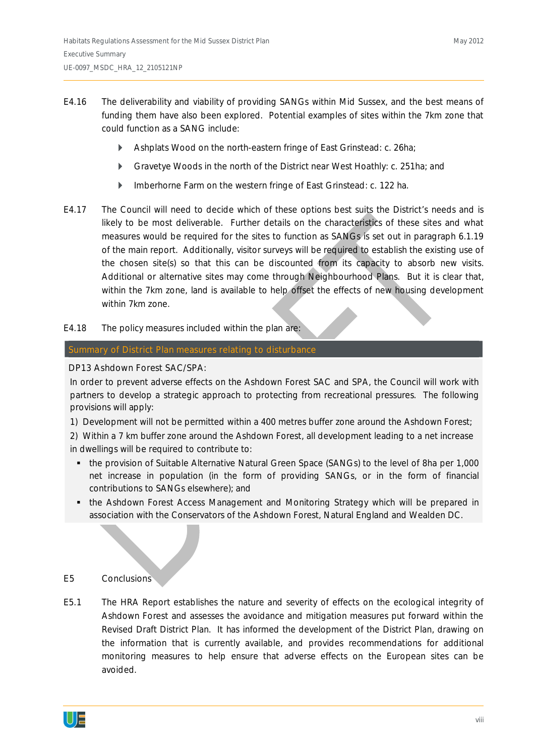E4.16 The deliverability and viability of providing SANGs within Mid Sussex, and the best means of funding them have also been explored. Potential examples of sites within the 7km zone that could function as a SANG include:

- Ashplats Wood on the north-eastern fringe of East Grinstead: c. 26ha;
- Gravetye Woods in the north of the District near West Hoathly: c. 251ha; and
- Imberhorne Farm on the western fringe of East Grinstead: c. 122 ha.

E4.17 The Council will need to decide which of these options best suits the District's needs and is likely to be most deliverable. Further details on the characteristics of these sites and what measures would be required for the sites to function as SANGs is set out in paragraph 6.1.19 of the main report. Additionally, visitor surveys will be required to establish the existing use of the chosen site(s) so that this can be discounted from its capacity to absorb new visits. Additional or alternative sites may come through Neighbourhood Plans. But it is clear that, within the 7km zone, land is available to help offset the effects of new housing development within 7km zone.

E4.18 The policy measures included within the plan are:

**Summary of District Plan measures relating to disturbance**

DP13 Ashdown Forest SAC/SPA:

In order to prevent adverse effects on the Ashdown Forest SAC and SPA, the Council will work with partners to develop a strategic approach to protecting from recreational pressures. The following provisions will apply:

1) Development will not be permitted within a 400 metres buffer zone around the Ashdown Forest;

2) Within a 7 km buffer zone around the Ashdown Forest, all development leading to a net increase in dwellings will be required to contribute to:

- the provision of Suitable Alternative Natural Green Space (SANGs) to the level of 8ha per 1,000 net increase in population (in the form of providing SANGs, or in the form of financial contributions to SANGs elsewhere); and
- the Ashdown Forest Access Management and Monitoring Strategy which will be prepared in association with the Conservators of the Ashdown Forest, Natural England and Wealden DC.

## E5 Conclusions

E5.1 The HRA Report establishes the nature and severity of effects on the ecological integrity of Ashdown Forest and assesses the avoidance and mitigation measures put forward within the Revised Draft District Plan. It has informed the development of the District Plan, drawing on the information that is currently available, and provides recommendations for additional monitoring measures to help ensure that adverse effects on the European sites can be avoided.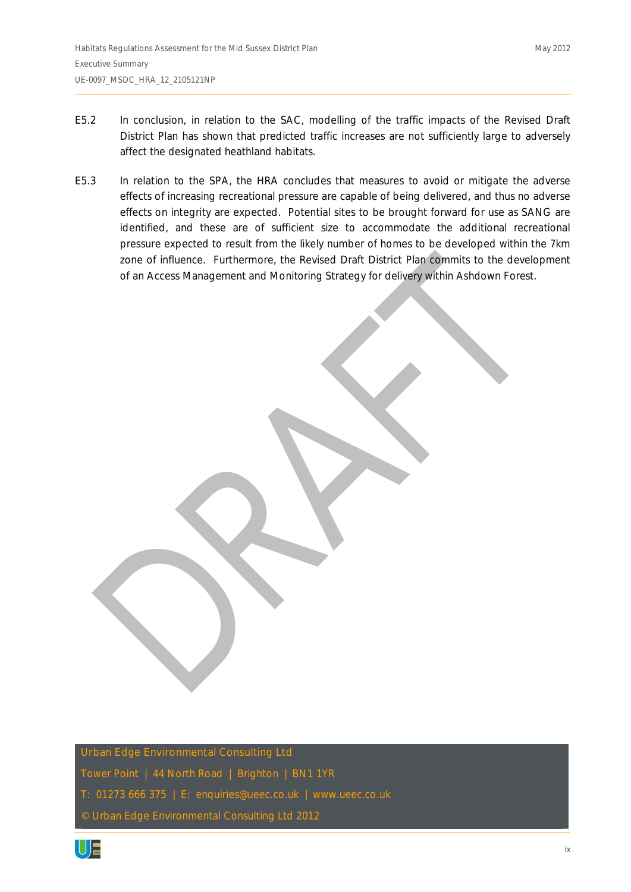E5.2 In conclusion, in relation to the SAC, modelling of the traffic impacts of the Revised Draft District Plan has shown that predicted traffic increases are not sufficiently large to adversely affect the designated heathland habitats.

E5.3 In relation to the SPA, the HRA concludes that measures to avoid or mitigate the adverse effects of increasing recreational pressure are capable of being delivered, and thus no adverse effects on integrity are expected. Potential sites to be brought forward for use as SANG are identified, and these are of sufficient size to accommodate the additional recreational pressure expected to result from the likely number of homes to be developed within the 7km zone of influence. Furthermore, the Revised Draft District Plan commits to the development of an Access Management and Monitoring Strategy for delivery within Ashdown Forest.

Urban Edge Environmental Consulting Ltd

Tower Point | 44 North Road | Brighton | BN1 1YR

T: 01273 666 375 | E: enquiries@ueec.co.uk | www.ueec.co.uk

© Urban Edge Environmental Consulting Ltd 2012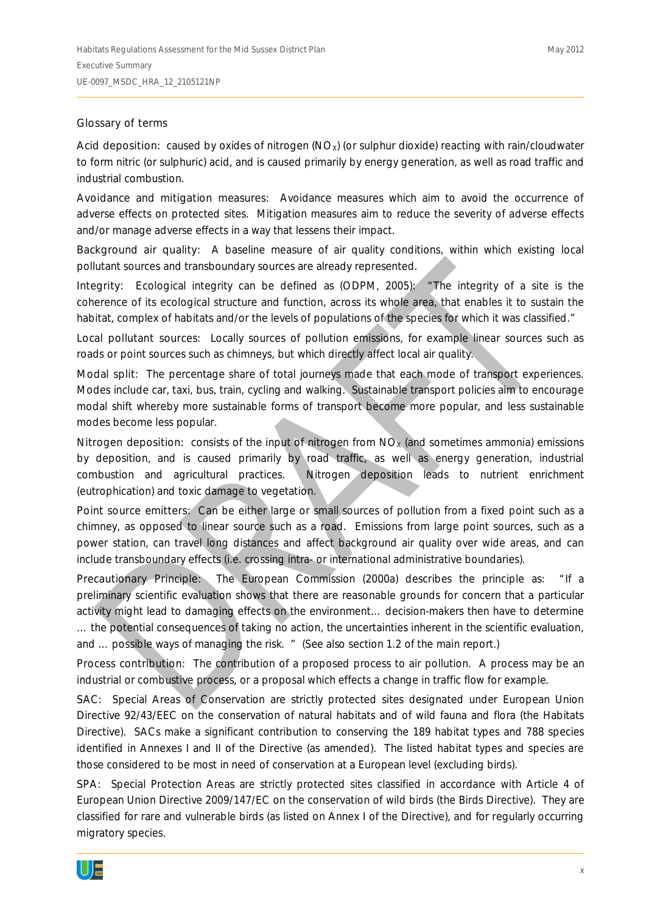## Glossary of terms

Acid deposition: caused by oxides of nitrogen ($NO_X$) (or sulphur dioxide) reacting with rain/cloudwater to form nitric (or sulphuric) acid, and is caused primarily by energy generation, as well as road traffic and industrial combustion.

Avoidance and mitigation measures: Avoidance measures which aim to avoid the occurrence of adverse effects on protected sites. Mitigation measures aim to reduce the severity of adverse effects and/or manage adverse effects in a way that lessens their impact.

Background air quality: A baseline measure of air quality conditions, within which existing local pollutant sources and transboundary sources are already represented.

Integrity: Ecological integrity can be defined as (ODPM, 2005): "The integrity of a site is the coherence of its ecological structure and function, across its whole area, that enables it to sustain the habitat, complex of habitats and/or the levels of populations of the species for which it was classified."

Local pollutant sources: Locally sources of pollution emissions, for example linear sources such as roads or point sources such as chimneys, but which directly affect local air quality.

Modal split: The percentage share of total journeys made that each mode of transport experiences. Modes include car, taxi, bus, train, cycling and walking. Sustainable transport policies aim to encourage modal shift whereby more sustainable forms of transport become more popular, and less sustainable modes become less popular.

Nitrogen deposition: consists of the input of nitrogen from $NO_X$ (and sometimes ammonia) emissions by deposition, and is caused primarily by road traffic, as well as energy generation, industrial combustion and agricultural practices. Nitrogen deposition leads to nutrient enrichment (eutrophication) and toxic damage to vegetation.

Point source emitters: Can be either large or small sources of pollution from a fixed point such as a chimney, as opposed to linear source such as a road. Emissions from large point sources, such as a power station, can travel long distances and affect background air quality over wide areas, and can include transboundary effects (i.e. crossing intra- or international administrative boundaries).

Precautionary Principle: The European Commission (2000a) describes the principle as: "If a preliminary scientific evaluation shows that there are reasonable grounds for concern that a particular activity might lead to damaging effects on the environment… decision-makers then have to determine … the potential consequences of taking no action, the uncertainties inherent in the scientific evaluation, and … possible ways of managing the risk. " (See also section 1.2 of the main report.)

Process contribution: The contribution of a proposed process to air pollution. A process may be an industrial or combustive process, or a proposal which effects a change in traffic flow for example.

SAC: Special Areas of Conservation are strictly protected sites designated under European Union Directive 92/43/EEC on the conservation of natural habitats and of wild fauna and flora (the Habitats Directive). SACs make a significant contribution to conserving the 189 habitat types and 788 species identified in Annexes I and II of the Directive (as amended). The listed habitat types and species are those considered to be most in need of conservation at a European level (excluding birds).

SPA: Special Protection Areas are strictly protected sites classified in accordance with Article 4 of European Union Directive 2009/147/EC on the conservation of wild birds (the Birds Directive). They are classified for rare and vulnerable birds (as listed on Annex I of the Directive), and for regularly occurring migratory species.